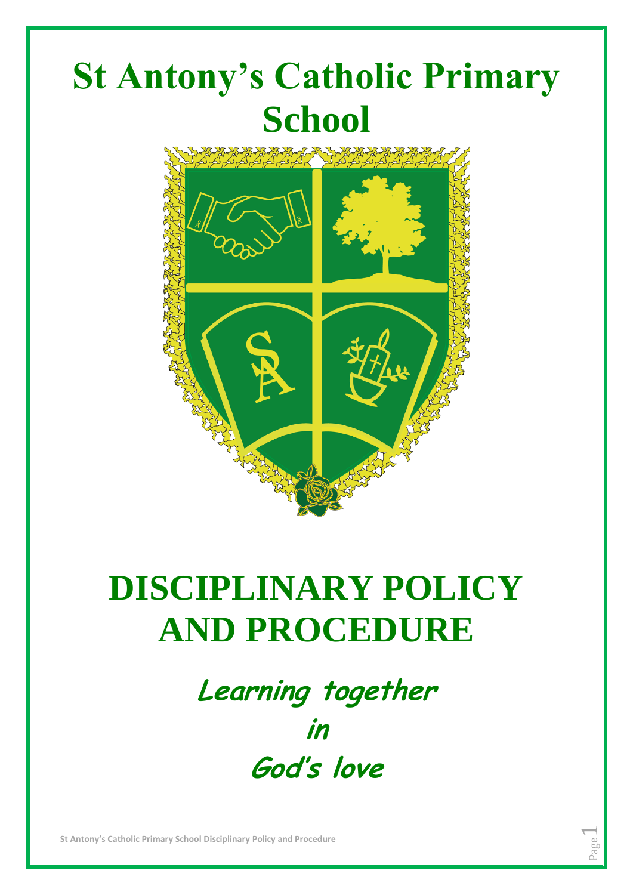# St Antony's Catholic Primary School

# DISCIPLINARY POLICY AND PROCEDURE

**Learning together in God's love**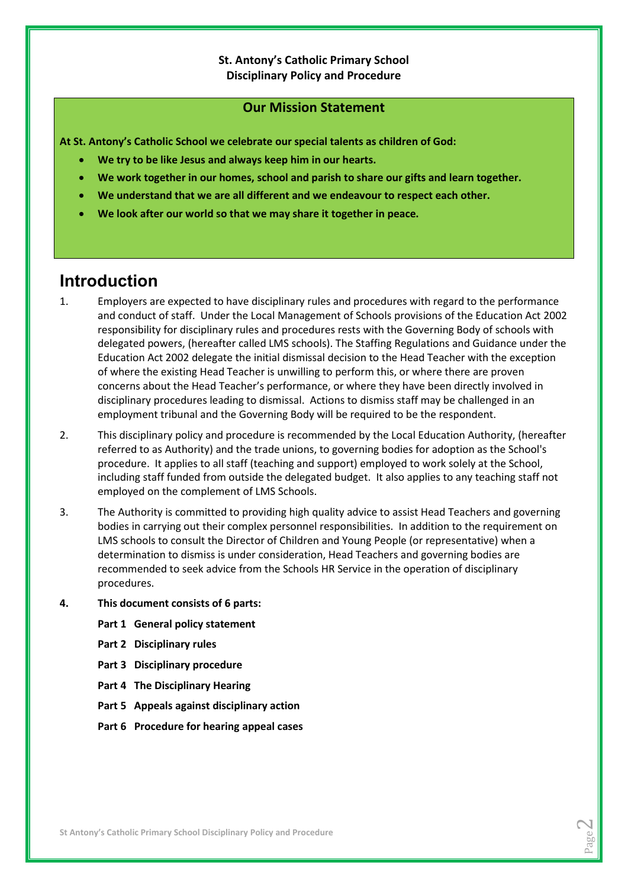**St. Antony's Catholic Primary School**
**Disciplinary Policy and Procedure**

**Our Mission Statement**

**At St. Antony's Catholic School we celebrate our special talents as children of God:**

- **We try to be like Jesus and always keep him in our hearts.**
- **We work together in our homes, school and parish to share our gifts and learn together.**
- **We understand that we are all different and we endeavour to respect each other.**
- **We look after our world so that we may share it together in peace.**

# Introduction

1. Employers are expected to have disciplinary rules and procedures with regard to the performance and conduct of staff. Under the Local Management of Schools provisions of the Education Act 2002 responsibility for disciplinary rules and procedures rests with the Governing Body of schools with delegated powers, (hereafter called LMS schools). The Staffing Regulations and Guidance under the Education Act 2002 delegate the initial dismissal decision to the Head Teacher with the exception of where the existing Head Teacher is unwilling to perform this, or where there are proven concerns about the Head Teacher's performance, or where they have been directly involved in disciplinary procedures leading to dismissal. Actions to dismiss staff may be challenged in an employment tribunal and the Governing Body will be required to be the respondent.

2. This disciplinary policy and procedure is recommended by the Local Education Authority, (hereafter referred to as Authority) and the trade unions, to governing bodies for adoption as the School's procedure. It applies to all staff (teaching and support) employed to work solely at the School, including staff funded from outside the delegated budget. It also applies to any teaching staff not employed on the complement of LMS Schools.

3. The Authority is committed to providing high quality advice to assist Head Teachers and governing bodies in carrying out their complex personnel responsibilities. In addition to the requirement on LMS schools to consult the Director of Children and Young People (or representative) when a determination to dismiss is under consideration, Head Teachers and governing bodies are recommended to seek advice from the Schools HR Service in the operation of disciplinary procedures.

4. **This document consists of 6 parts:**

   **Part 1 General policy statement**

   **Part 2 Disciplinary rules**

   **Part 3 Disciplinary procedure**

   **Part 4 The Disciplinary Hearing**

   **Part 5 Appeals against disciplinary action**

   **Part 6 Procedure for hearing appeal cases**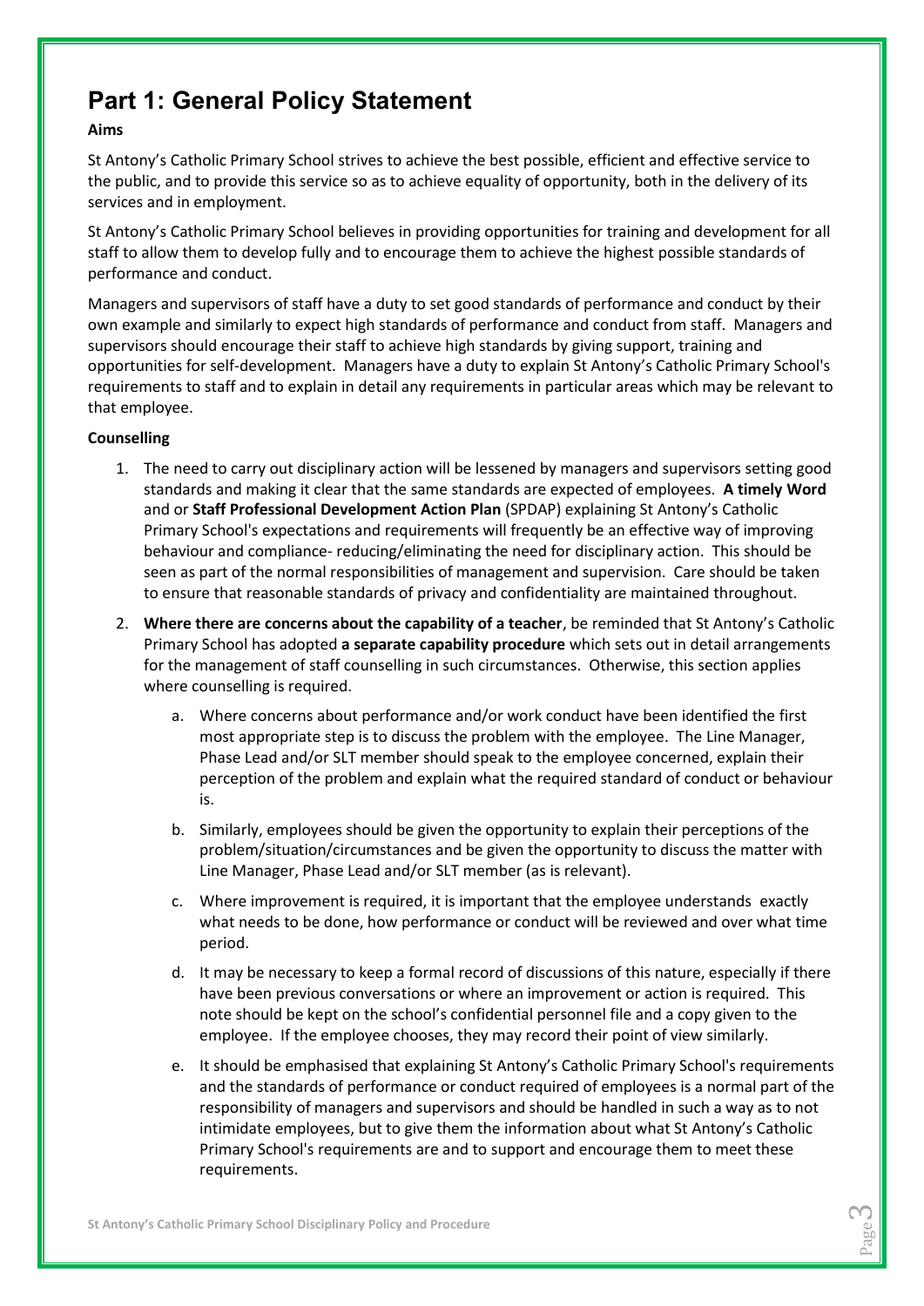# Part 1: General Policy Statement

**Aims**

St Antony's Catholic Primary School strives to achieve the best possible, efficient and effective service to the public, and to provide this service so as to achieve equality of opportunity, both in the delivery of its services and in employment.

St Antony's Catholic Primary School believes in providing opportunities for training and development for all staff to allow them to develop fully and to encourage them to achieve the highest possible standards of performance and conduct.

Managers and supervisors of staff have a duty to set good standards of performance and conduct by their own example and similarly to expect high standards of performance and conduct from staff. Managers and supervisors should encourage their staff to achieve high standards by giving support, training and opportunities for self-development. Managers have a duty to explain St Antony's Catholic Primary School's requirements to staff and to explain in detail any requirements in particular areas which may be relevant to that employee.

**Counselling**

1. The need to carry out disciplinary action will be lessened by managers and supervisors setting good standards and making it clear that the same standards are expected of employees. **A timely Word** and or **Staff Professional Development Action Plan** (SPDAP) explaining St Antony's Catholic Primary School's expectations and requirements will frequently be an effective way of improving behaviour and compliance- reducing/eliminating the need for disciplinary action. This should be seen as part of the normal responsibilities of management and supervision. Care should be taken to ensure that reasonable standards of privacy and confidentiality are maintained throughout.
2. **Where there are concerns about the capability of a teacher**, be reminded that St Antony's Catholic Primary School has adopted **a separate capability procedure** which sets out in detail arrangements for the management of staff counselling in such circumstances. Otherwise, this section applies where counselling is required.
    a. Where concerns about performance and/or work conduct have been identified the first most appropriate step is to discuss the problem with the employee. The Line Manager, Phase Lead and/or SLT member should speak to the employee concerned, explain their perception of the problem and explain what the required standard of conduct or behaviour is.
    b. Similarly, employees should be given the opportunity to explain their perceptions of the problem/situation/circumstances and be given the opportunity to discuss the matter with Line Manager, Phase Lead and/or SLT member (as is relevant).
    c. Where improvement is required, it is important that the employee understands exactly what needs to be done, how performance or conduct will be reviewed and over what time period.
    d. It may be necessary to keep a formal record of discussions of this nature, especially if there have been previous conversations or where an improvement or action is required. This note should be kept on the school's confidential personnel file and a copy given to the employee. If the employee chooses, they may record their point of view similarly.
    e. It should be emphasised that explaining St Antony's Catholic Primary School's requirements and the standards of performance or conduct required of employees is a normal part of the responsibility of managers and supervisors and should be handled in such a way as to not intimidate employees, but to give them the information about what St Antony's Catholic Primary School's requirements are and to support and encourage them to meet these requirements.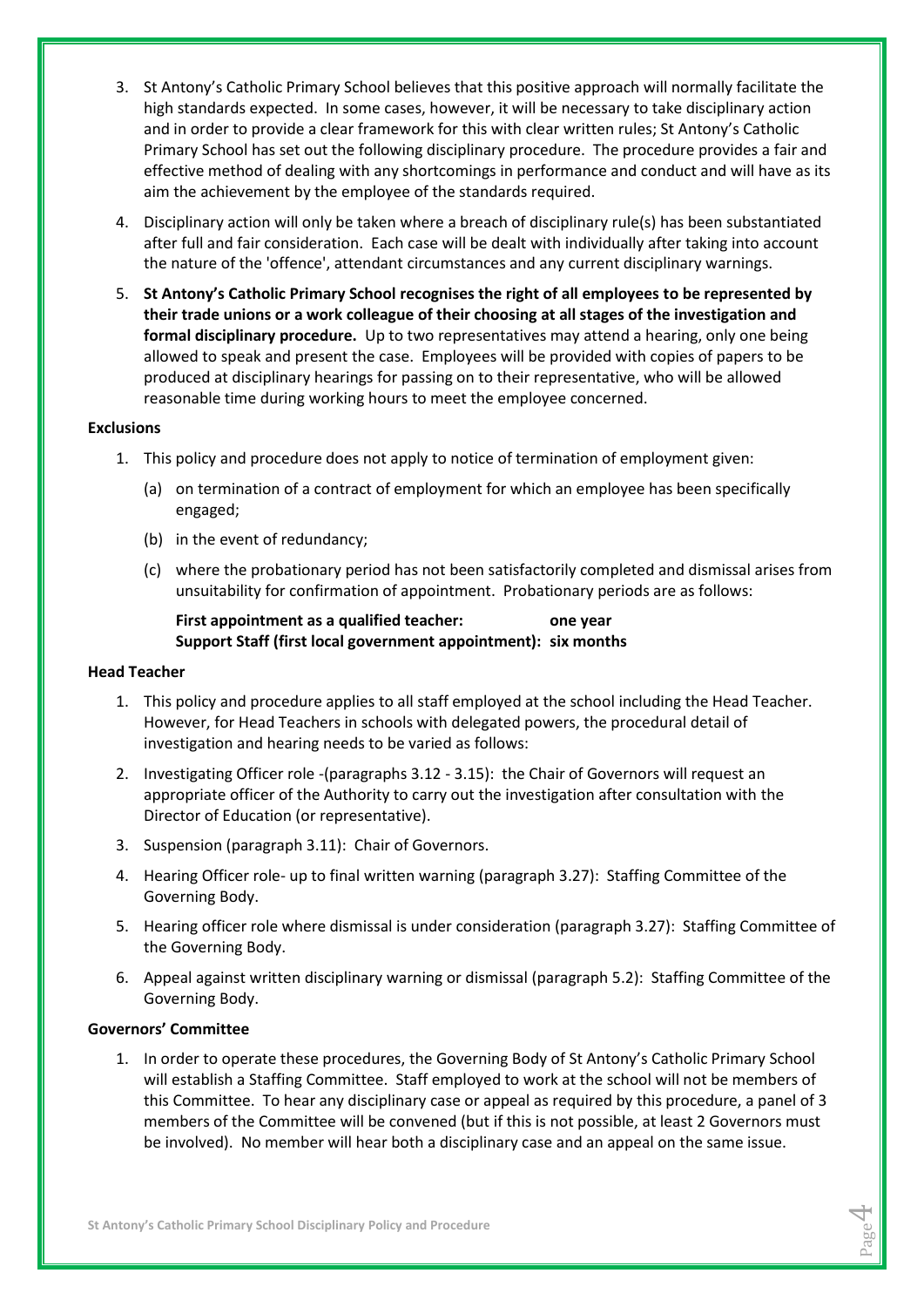3. St Antony's Catholic Primary School believes that this positive approach will normally facilitate the high standards expected. In some cases, however, it will be necessary to take disciplinary action and in order to provide a clear framework for this with clear written rules; St Antony's Catholic Primary School has set out the following disciplinary procedure. The procedure provides a fair and effective method of dealing with any shortcomings in performance and conduct and will have as its aim the achievement by the employee of the standards required.
4. Disciplinary action will only be taken where a breach of disciplinary rule(s) has been substantiated after full and fair consideration. Each case will be dealt with individually after taking into account the nature of the 'offence', attendant circumstances and any current disciplinary warnings.
5. **St Antony's Catholic Primary School recognises the right of all employees to be represented by their trade unions or a work colleague of their choosing at all stages of the investigation and formal disciplinary procedure.** Up to two representatives may attend a hearing, only one being allowed to speak and present the case. Employees will be provided with copies of papers to be produced at disciplinary hearings for passing on to their representative, who will be allowed reasonable time during working hours to meet the employee concerned.

**Exclusions**

1. This policy and procedure does not apply to notice of termination of employment given:
   (a) on termination of a contract of employment for which an employee has been specifically engaged;
   (b) in the event of redundancy;
   (c) where the probationary period has not been satisfactorily completed and dismissal arises from unsuitability for confirmation of appointment. Probationary periods are as follows:

   **First appointment as a qualified teacher: one year**
   **Support Staff (first local government appointment): six months**

**Head Teacher**

1. This policy and procedure applies to all staff employed at the school including the Head Teacher. However, for Head Teachers in schools with delegated powers, the procedural detail of investigation and hearing needs to be varied as follows:
2. Investigating Officer role -(paragraphs 3.12 - 3.15): the Chair of Governors will request an appropriate officer of the Authority to carry out the investigation after consultation with the Director of Education (or representative).
3. Suspension (paragraph 3.11): Chair of Governors.
4. Hearing Officer role- up to final written warning (paragraph 3.27): Staffing Committee of the Governing Body.
5. Hearing officer role where dismissal is under consideration (paragraph 3.27): Staffing Committee of the Governing Body.
6. Appeal against written disciplinary warning or dismissal (paragraph 5.2): Staffing Committee of the Governing Body.

**Governors' Committee**

1. In order to operate these procedures, the Governing Body of St Antony's Catholic Primary School will establish a Staffing Committee. Staff employed to work at the school will not be members of this Committee. To hear any disciplinary case or appeal as required by this procedure, a panel of 3 members of the Committee will be convened (but if this is not possible, at least 2 Governors must be involved). No member will hear both a disciplinary case and an appeal on the same issue.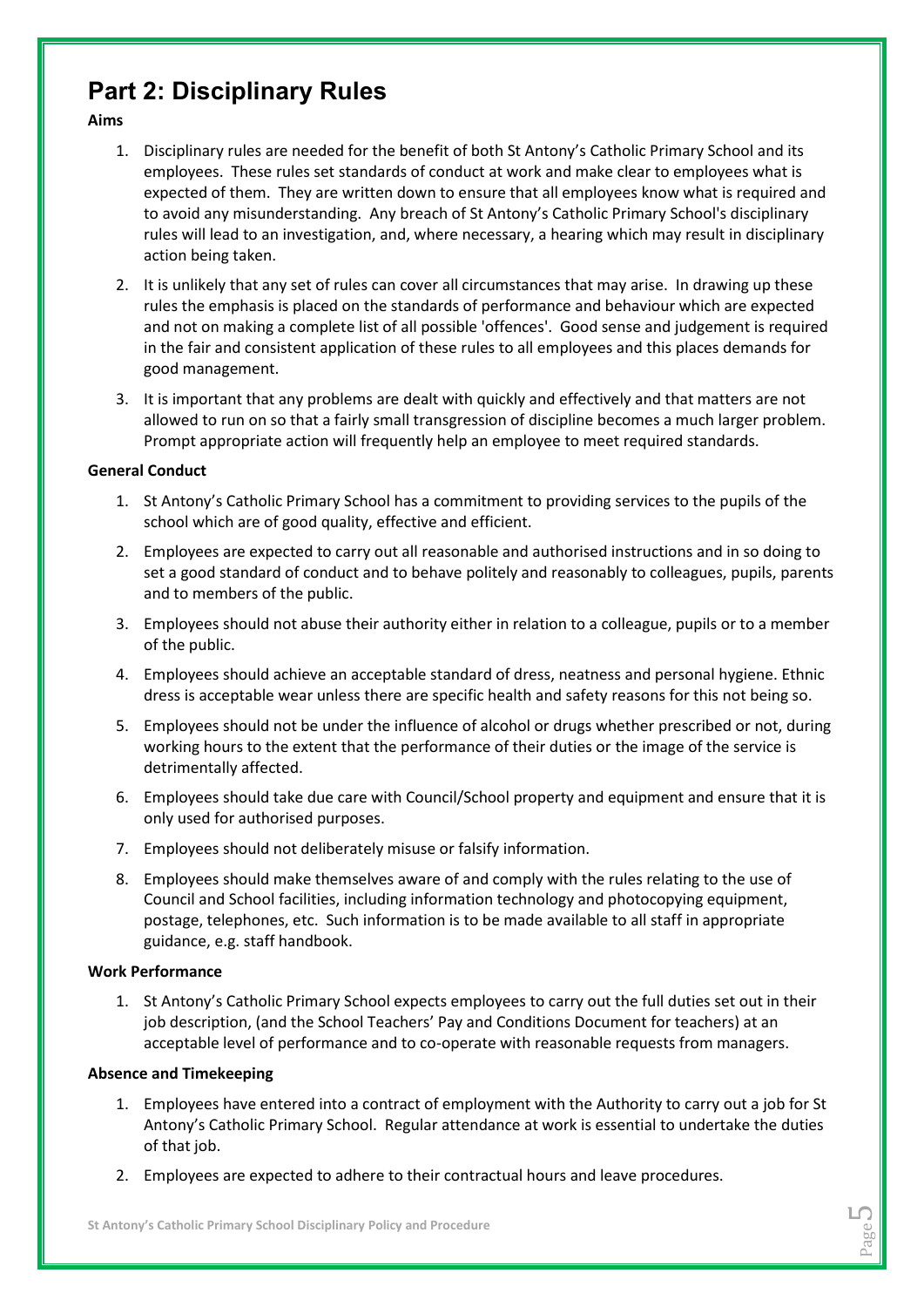# Part 2: Disciplinary Rules

**Aims**

1. Disciplinary rules are needed for the benefit of both St Antony's Catholic Primary School and its employees. These rules set standards of conduct at work and make clear to employees what is expected of them. They are written down to ensure that all employees know what is required and to avoid any misunderstanding. Any breach of St Antony's Catholic Primary School's disciplinary rules will lead to an investigation, and, where necessary, a hearing which may result in disciplinary action being taken.
2. It is unlikely that any set of rules can cover all circumstances that may arise. In drawing up these rules the emphasis is placed on the standards of performance and behaviour which are expected and not on making a complete list of all possible 'offences'. Good sense and judgement is required in the fair and consistent application of these rules to all employees and this places demands for good management.
3. It is important that any problems are dealt with quickly and effectively and that matters are not allowed to run on so that a fairly small transgression of discipline becomes a much larger problem. Prompt appropriate action will frequently help an employee to meet required standards.

**General Conduct**

1. St Antony's Catholic Primary School has a commitment to providing services to the pupils of the school which are of good quality, effective and efficient.
2. Employees are expected to carry out all reasonable and authorised instructions and in so doing to set a good standard of conduct and to behave politely and reasonably to colleagues, pupils, parents and to members of the public.
3. Employees should not abuse their authority either in relation to a colleague, pupils or to a member of the public.
4. Employees should achieve an acceptable standard of dress, neatness and personal hygiene. Ethnic dress is acceptable wear unless there are specific health and safety reasons for this not being so.
5. Employees should not be under the influence of alcohol or drugs whether prescribed or not, during working hours to the extent that the performance of their duties or the image of the service is detrimentally affected.
6. Employees should take due care with Council/School property and equipment and ensure that it is only used for authorised purposes.
7. Employees should not deliberately misuse or falsify information.
8. Employees should make themselves aware of and comply with the rules relating to the use of Council and School facilities, including information technology and photocopying equipment, postage, telephones, etc. Such information is to be made available to all staff in appropriate guidance, e.g. staff handbook.

**Work Performance**

1. St Antony's Catholic Primary School expects employees to carry out the full duties set out in their job description, (and the School Teachers' Pay and Conditions Document for teachers) at an acceptable level of performance and to co-operate with reasonable requests from managers.

**Absence and Timekeeping**

1. Employees have entered into a contract of employment with the Authority to carry out a job for St Antony's Catholic Primary School. Regular attendance at work is essential to undertake the duties of that job.
2. Employees are expected to adhere to their contractual hours and leave procedures.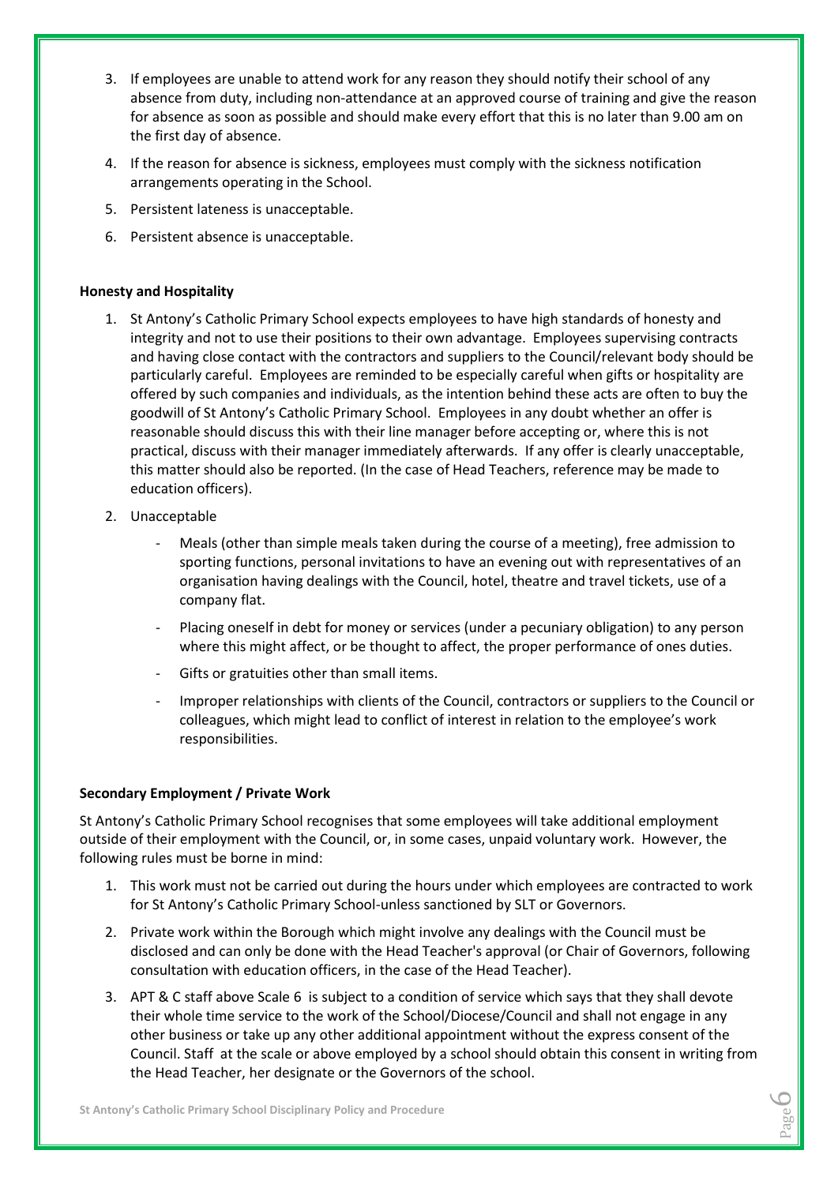3. If employees are unable to attend work for any reason they should notify their school of any absence from duty, including non-attendance at an approved course of training and give the reason for absence as soon as possible and should make every effort that this is no later than 9.00 am on the first day of absence.
4. If the reason for absence is sickness, employees must comply with the sickness notification arrangements operating in the School.
5. Persistent lateness is unacceptable.
6. Persistent absence is unacceptable.

**Honesty and Hospitality**

1. St Antony's Catholic Primary School expects employees to have high standards of honesty and integrity and not to use their positions to their own advantage. Employees supervising contracts and having close contact with the contractors and suppliers to the Council/relevant body should be particularly careful. Employees are reminded to be especially careful when gifts or hospitality are offered by such companies and individuals, as the intention behind these acts are often to buy the goodwill of St Antony's Catholic Primary School. Employees in any doubt whether an offer is reasonable should discuss this with their line manager before accepting or, where this is not practical, discuss with their manager immediately afterwards. If any offer is clearly unacceptable, this matter should also be reported. (In the case of Head Teachers, reference may be made to education officers).
2. Unacceptable
    - Meals (other than simple meals taken during the course of a meeting), free admission to sporting functions, personal invitations to have an evening out with representatives of an organisation having dealings with the Council, hotel, theatre and travel tickets, use of a company flat.
    - Placing oneself in debt for money or services (under a pecuniary obligation) to any person where this might affect, or be thought to affect, the proper performance of ones duties.
    - Gifts or gratuities other than small items.
    - Improper relationships with clients of the Council, contractors or suppliers to the Council or colleagues, which might lead to conflict of interest in relation to the employee's work responsibilities.

**Secondary Employment / Private Work**

St Antony's Catholic Primary School recognises that some employees will take additional employment outside of their employment with the Council, or, in some cases, unpaid voluntary work. However, the following rules must be borne in mind:

1. This work must not be carried out during the hours under which employees are contracted to work for St Antony's Catholic Primary School-unless sanctioned by SLT or Governors.
2. Private work within the Borough which might involve any dealings with the Council must be disclosed and can only be done with the Head Teacher's approval (or Chair of Governors, following consultation with education officers, in the case of the Head Teacher).
3. APT & C staff above Scale 6 is subject to a condition of service which says that they shall devote their whole time service to the work of the School/Diocese/Council and shall not engage in any other business or take up any other additional appointment without the express consent of the Council. Staff at the scale or above employed by a school should obtain this consent in writing from the Head Teacher, her designate or the Governors of the school.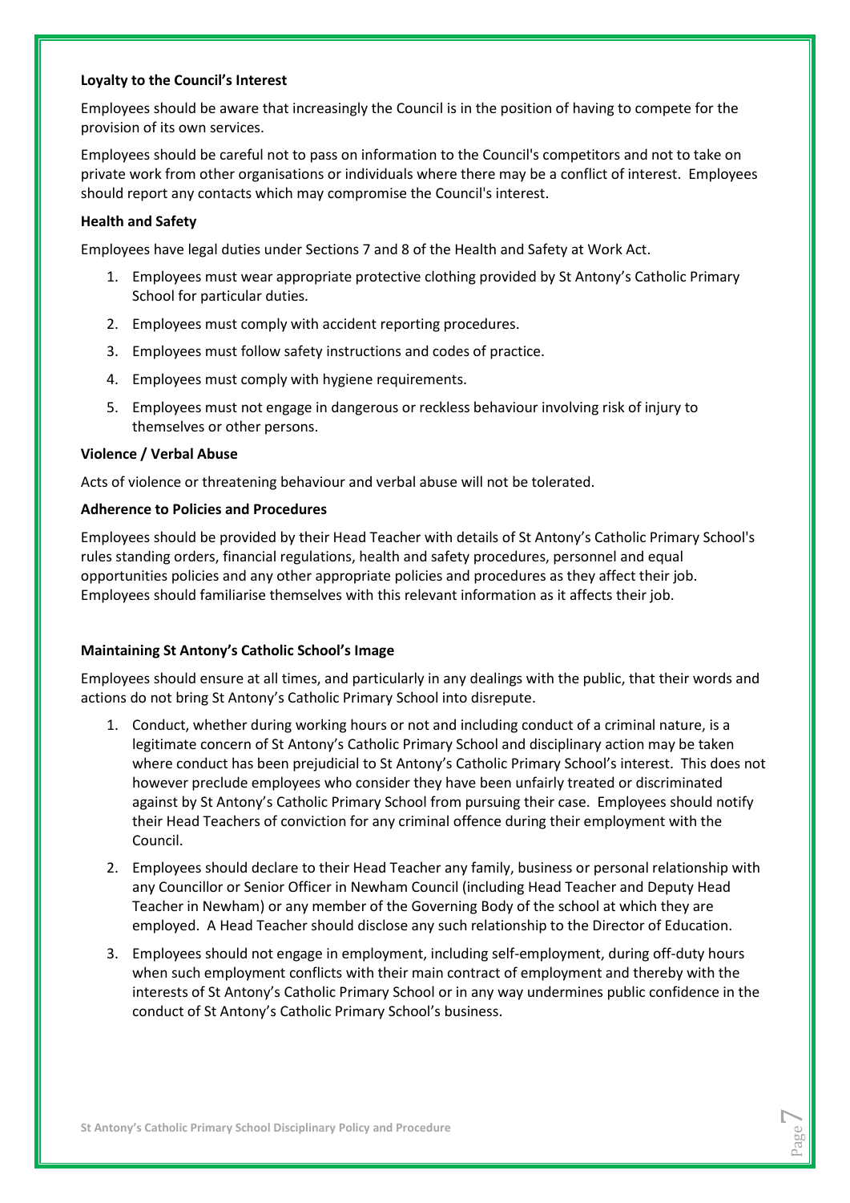**Loyalty to the Council's Interest**

Employees should be aware that increasingly the Council is in the position of having to compete for the provision of its own services.

Employees should be careful not to pass on information to the Council's competitors and not to take on private work from other organisations or individuals where there may be a conflict of interest. Employees should report any contacts which may compromise the Council's interest.

**Health and Safety**

Employees have legal duties under Sections 7 and 8 of the Health and Safety at Work Act.

1. Employees must wear appropriate protective clothing provided by St Antony's Catholic Primary School for particular duties.
2. Employees must comply with accident reporting procedures.
3. Employees must follow safety instructions and codes of practice.
4. Employees must comply with hygiene requirements.
5. Employees must not engage in dangerous or reckless behaviour involving risk of injury to themselves or other persons.

**Violence / Verbal Abuse**

Acts of violence or threatening behaviour and verbal abuse will not be tolerated.

**Adherence to Policies and Procedures**

Employees should be provided by their Head Teacher with details of St Antony's Catholic Primary School's rules standing orders, financial regulations, health and safety procedures, personnel and equal opportunities policies and any other appropriate policies and procedures as they affect their job. Employees should familiarise themselves with this relevant information as it affects their job.

**Maintaining St Antony's Catholic School's Image**

Employees should ensure at all times, and particularly in any dealings with the public, that their words and actions do not bring St Antony's Catholic Primary School into disrepute.

1. Conduct, whether during working hours or not and including conduct of a criminal nature, is a legitimate concern of St Antony's Catholic Primary School and disciplinary action may be taken where conduct has been prejudicial to St Antony's Catholic Primary School's interest. This does not however preclude employees who consider they have been unfairly treated or discriminated against by St Antony's Catholic Primary School from pursuing their case. Employees should notify their Head Teachers of conviction for any criminal offence during their employment with the Council.
2. Employees should declare to their Head Teacher any family, business or personal relationship with any Councillor or Senior Officer in Newham Council (including Head Teacher and Deputy Head Teacher in Newham) or any member of the Governing Body of the school at which they are employed. A Head Teacher should disclose any such relationship to the Director of Education.
3. Employees should not engage in employment, including self-employment, during off-duty hours when such employment conflicts with their main contract of employment and thereby with the interests of St Antony's Catholic Primary School or in any way undermines public confidence in the conduct of St Antony's Catholic Primary School's business.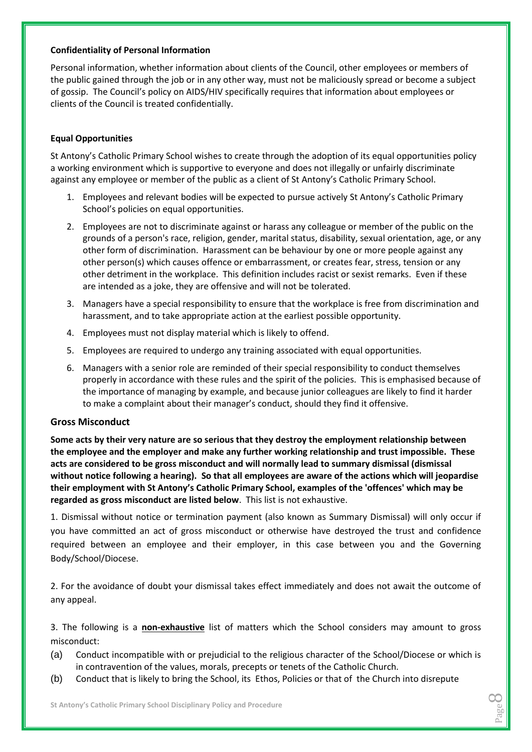**Confidentiality of Personal Information**

Personal information, whether information about clients of the Council, other employees or members of the public gained through the job or in any other way, must not be maliciously spread or become a subject of gossip. The Council's policy on AIDS/HIV specifically requires that information about employees or clients of the Council is treated confidentially.

**Equal Opportunities**

St Antony's Catholic Primary School wishes to create through the adoption of its equal opportunities policy a working environment which is supportive to everyone and does not illegally or unfairly discriminate against any employee or member of the public as a client of St Antony's Catholic Primary School.

1. Employees and relevant bodies will be expected to pursue actively St Antony's Catholic Primary School's policies on equal opportunities.
2. Employees are not to discriminate against or harass any colleague or member of the public on the grounds of a person's race, religion, gender, marital status, disability, sexual orientation, age, or any other form of discrimination. Harassment can be behaviour by one or more people against any other person(s) which causes offence or embarrassment, or creates fear, stress, tension or any other detriment in the workplace. This definition includes racist or sexist remarks. Even if these are intended as a joke, they are offensive and will not be tolerated.
3. Managers have a special responsibility to ensure that the workplace is free from discrimination and harassment, and to take appropriate action at the earliest possible opportunity.
4. Employees must not display material which is likely to offend.
5. Employees are required to undergo any training associated with equal opportunities.
6. Managers with a senior role are reminded of their special responsibility to conduct themselves properly in accordance with these rules and the spirit of the policies. This is emphasised because of the importance of managing by example, and because junior colleagues are likely to find it harder to make a complaint about their manager's conduct, should they find it offensive.

## Gross Misconduct

**Some acts by their very nature are so serious that they destroy the employment relationship between the employee and the employer and make any further working relationship and trust impossible. These acts are considered to be gross misconduct and will normally lead to summary dismissal (dismissal without notice following a hearing). So that all employees are aware of the actions which will jeopardise their employment with St Antony's Catholic Primary School, examples of the 'offences' which may be regarded as gross misconduct are listed below**. This list is not exhaustive.

1. Dismissal without notice or termination payment (also known as Summary Dismissal) will only occur if you have committed an act of gross misconduct or otherwise have destroyed the trust and confidence required between an employee and their employer, in this case between you and the Governing Body/School/Diocese.

2. For the avoidance of doubt your dismissal takes effect immediately and does not await the outcome of any appeal.

3. The following is a **non-exhaustive** list of matters which the School considers may amount to gross misconduct:

(a) Conduct incompatible with or prejudicial to the religious character of the School/Diocese or which is in contravention of the values, morals, precepts or tenets of the Catholic Church.

(b) Conduct that is likely to bring the School, its Ethos, Policies or that of the Church into disrepute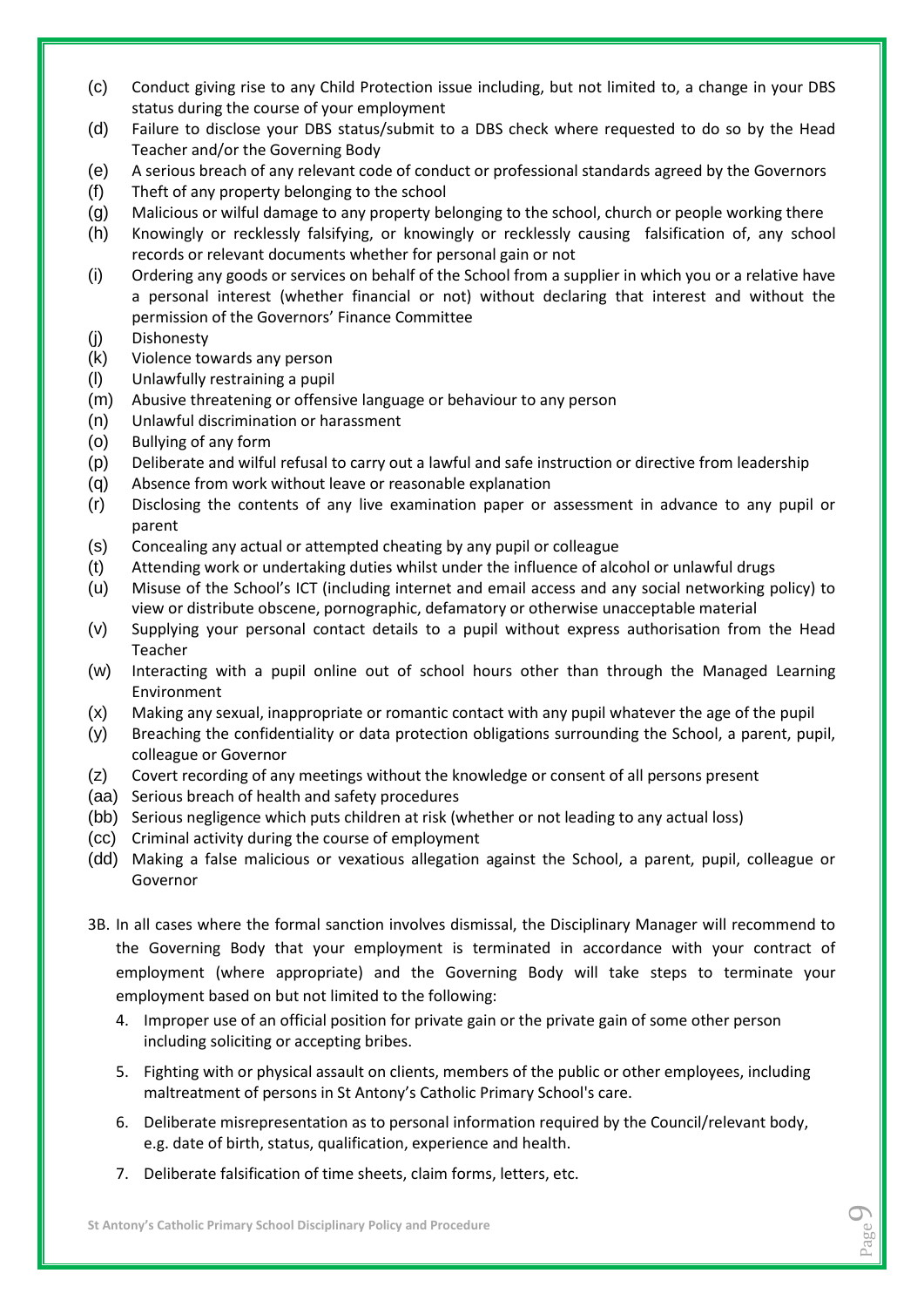(c) Conduct giving rise to any Child Protection issue including, but not limited to, a change in your DBS status during the course of your employment
(d) Failure to disclose your DBS status/submit to a DBS check where requested to do so by the Head Teacher and/or the Governing Body
(e) A serious breach of any relevant code of conduct or professional standards agreed by the Governors
(f) Theft of any property belonging to the school
(g) Malicious or wilful damage to any property belonging to the school, church or people working there
(h) Knowingly or recklessly falsifying, or knowingly or recklessly causing falsification of, any school records or relevant documents whether for personal gain or not
(i) Ordering any goods or services on behalf of the School from a supplier in which you or a relative have a personal interest (whether financial or not) without declaring that interest and without the permission of the Governors' Finance Committee
(j) Dishonesty
(k) Violence towards any person
(l) Unlawfully restraining a pupil
(m) Abusive threatening or offensive language or behaviour to any person
(n) Unlawful discrimination or harassment
(o) Bullying of any form
(p) Deliberate and wilful refusal to carry out a lawful and safe instruction or directive from leadership
(q) Absence from work without leave or reasonable explanation
(r) Disclosing the contents of any live examination paper or assessment in advance to any pupil or parent
(s) Concealing any actual or attempted cheating by any pupil or colleague
(t) Attending work or undertaking duties whilst under the influence of alcohol or unlawful drugs
(u) Misuse of the School's ICT (including internet and email access and any social networking policy) to view or distribute obscene, pornographic, defamatory or otherwise unacceptable material
(v) Supplying your personal contact details to a pupil without express authorisation from the Head Teacher
(w) Interacting with a pupil online out of school hours other than through the Managed Learning Environment
(x) Making any sexual, inappropriate or romantic contact with any pupil whatever the age of the pupil
(y) Breaching the confidentiality or data protection obligations surrounding the School, a parent, pupil, colleague or Governor
(z) Covert recording of any meetings without the knowledge or consent of all persons present
(aa) Serious breach of health and safety procedures
(bb) Serious negligence which puts children at risk (whether or not leading to any actual loss)
(cc) Criminal activity during the course of employment
(dd) Making a false malicious or vexatious allegation against the School, a parent, pupil, colleague or Governor

3B. In all cases where the formal sanction involves dismissal, the Disciplinary Manager will recommend to the Governing Body that your employment is terminated in accordance with your contract of employment (where appropriate) and the Governing Body will take steps to terminate your employment based on but not limited to the following:

4. Improper use of an official position for private gain or the private gain of some other person including soliciting or accepting bribes.
5. Fighting with or physical assault on clients, members of the public or other employees, including maltreatment of persons in St Antony's Catholic Primary School's care.
6. Deliberate misrepresentation as to personal information required by the Council/relevant body, e.g. date of birth, status, qualification, experience and health.
7. Deliberate falsification of time sheets, claim forms, letters, etc.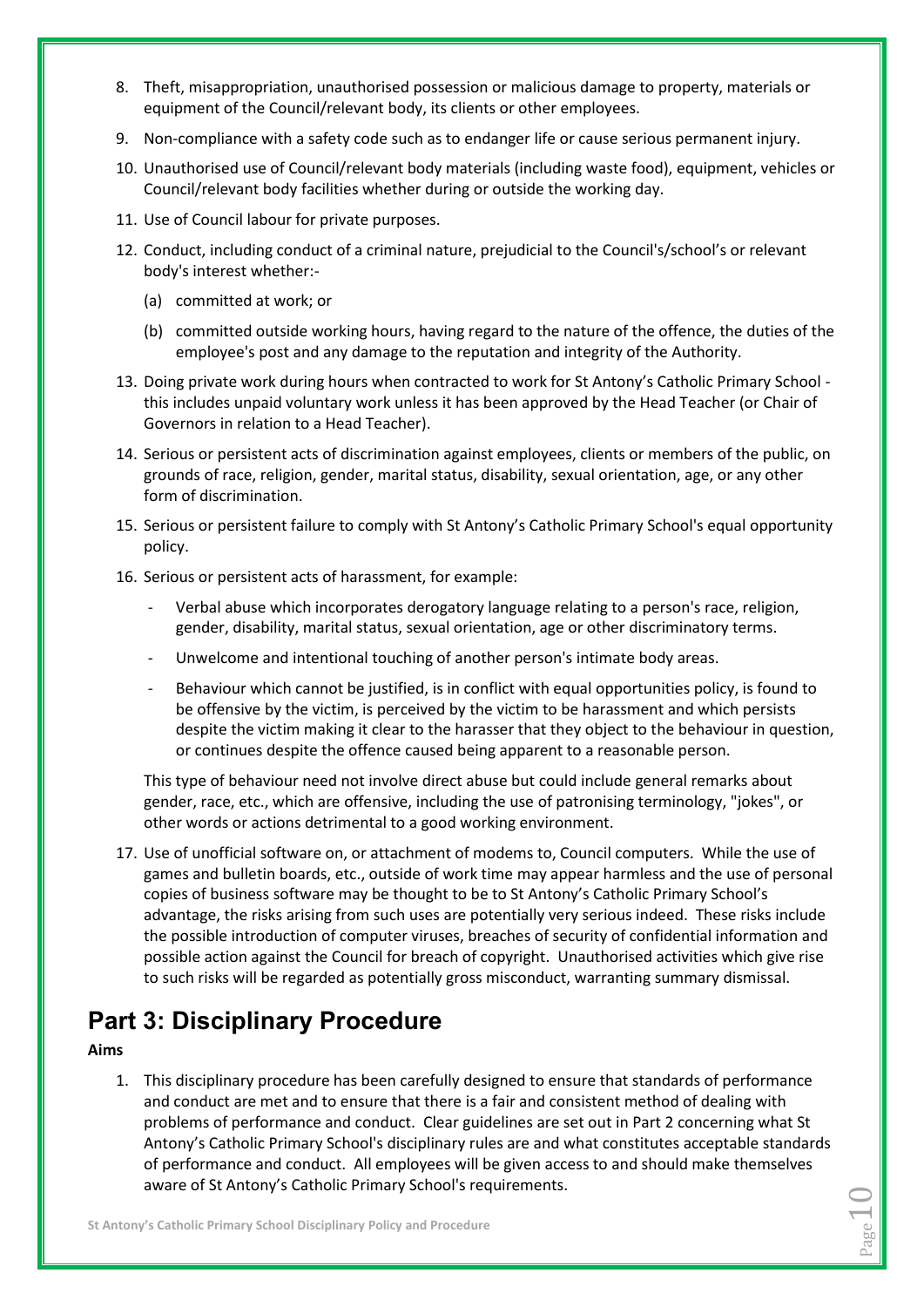8. Theft, misappropriation, unauthorised possession or malicious damage to property, materials or equipment of the Council/relevant body, its clients or other employees.
9. Non-compliance with a safety code such as to endanger life or cause serious permanent injury.
10. Unauthorised use of Council/relevant body materials (including waste food), equipment, vehicles or Council/relevant body facilities whether during or outside the working day.
11. Use of Council labour for private purposes.
12. Conduct, including conduct of a criminal nature, prejudicial to the Council's/school's or relevant body's interest whether:-
    (a) committed at work; or
    (b) committed outside working hours, having regard to the nature of the offence, the duties of the employee's post and any damage to the reputation and integrity of the Authority.
13. Doing private work during hours when contracted to work for St Antony's Catholic Primary School - this includes unpaid voluntary work unless it has been approved by the Head Teacher (or Chair of Governors in relation to a Head Teacher).
14. Serious or persistent acts of discrimination against employees, clients or members of the public, on grounds of race, religion, gender, marital status, disability, sexual orientation, age, or any other form of discrimination.
15. Serious or persistent failure to comply with St Antony's Catholic Primary School's equal opportunity policy.
16. Serious or persistent acts of harassment, for example:
    - Verbal abuse which incorporates derogatory language relating to a person's race, religion, gender, disability, marital status, sexual orientation, age or other discriminatory terms.
    - Unwelcome and intentional touching of another person's intimate body areas.
    - Behaviour which cannot be justified, is in conflict with equal opportunities policy, is found to be offensive by the victim, is perceived by the victim to be harassment and which persists despite the victim making it clear to the harasser that they object to the behaviour in question, or continues despite the offence caused being apparent to a reasonable person.

    This type of behaviour need not involve direct abuse but could include general remarks about gender, race, etc., which are offensive, including the use of patronising terminology, "jokes", or other words or actions detrimental to a good working environment.
17. Use of unofficial software on, or attachment of modems to, Council computers. While the use of games and bulletin boards, etc., outside of work time may appear harmless and the use of personal copies of business software may be thought to be to St Antony's Catholic Primary School's advantage, the risks arising from such uses are potentially very serious indeed. These risks include the possible introduction of computer viruses, breaches of security of confidential information and possible action against the Council for breach of copyright. Unauthorised activities which give rise to such risks will be regarded as potentially gross misconduct, warranting summary dismissal.

# Part 3: Disciplinary Procedure

**Aims**

1. This disciplinary procedure has been carefully designed to ensure that standards of performance and conduct are met and to ensure that there is a fair and consistent method of dealing with problems of performance and conduct. Clear guidelines are set out in Part 2 concerning what St Antony's Catholic Primary School's disciplinary rules are and what constitutes acceptable standards of performance and conduct. All employees will be given access to and should make themselves aware of St Antony's Catholic Primary School's requirements.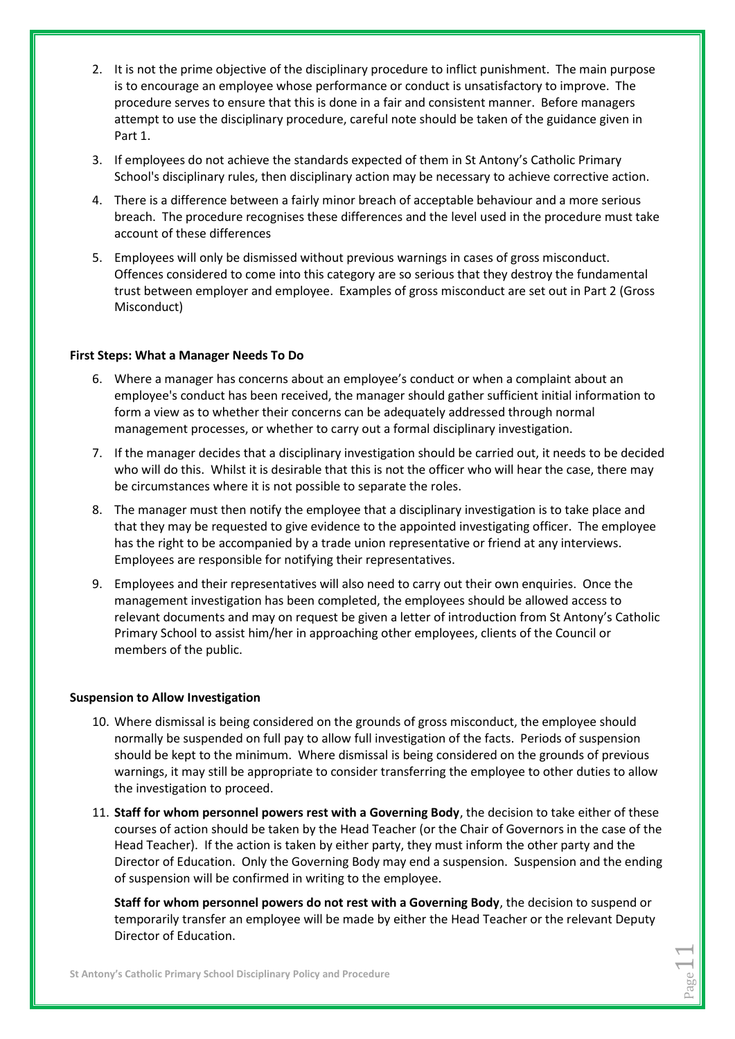2. It is not the prime objective of the disciplinary procedure to inflict punishment. The main purpose is to encourage an employee whose performance or conduct is unsatisfactory to improve. The procedure serves to ensure that this is done in a fair and consistent manner. Before managers attempt to use the disciplinary procedure, careful note should be taken of the guidance given in Part 1.
3. If employees do not achieve the standards expected of them in St Antony's Catholic Primary School's disciplinary rules, then disciplinary action may be necessary to achieve corrective action.
4. There is a difference between a fairly minor breach of acceptable behaviour and a more serious breach. The procedure recognises these differences and the level used in the procedure must take account of these differences
5. Employees will only be dismissed without previous warnings in cases of gross misconduct. Offences considered to come into this category are so serious that they destroy the fundamental trust between employer and employee. Examples of gross misconduct are set out in Part 2 (Gross Misconduct)

**First Steps: What a Manager Needs To Do**

6. Where a manager has concerns about an employee's conduct or when a complaint about an employee's conduct has been received, the manager should gather sufficient initial information to form a view as to whether their concerns can be adequately addressed through normal management processes, or whether to carry out a formal disciplinary investigation.
7. If the manager decides that a disciplinary investigation should be carried out, it needs to be decided who will do this. Whilst it is desirable that this is not the officer who will hear the case, there may be circumstances where it is not possible to separate the roles.
8. The manager must then notify the employee that a disciplinary investigation is to take place and that they may be requested to give evidence to the appointed investigating officer. The employee has the right to be accompanied by a trade union representative or friend at any interviews. Employees are responsible for notifying their representatives.
9. Employees and their representatives will also need to carry out their own enquiries. Once the management investigation has been completed, the employees should be allowed access to relevant documents and may on request be given a letter of introduction from St Antony's Catholic Primary School to assist him/her in approaching other employees, clients of the Council or members of the public.

**Suspension to Allow Investigation**

10. Where dismissal is being considered on the grounds of gross misconduct, the employee should normally be suspended on full pay to allow full investigation of the facts. Periods of suspension should be kept to the minimum. Where dismissal is being considered on the grounds of previous warnings, it may still be appropriate to consider transferring the employee to other duties to allow the investigation to proceed.
11. **Staff for whom personnel powers rest with a Governing Body**, the decision to take either of these courses of action should be taken by the Head Teacher (or the Chair of Governors in the case of the Head Teacher). If the action is taken by either party, they must inform the other party and the Director of Education. Only the Governing Body may end a suspension. Suspension and the ending of suspension will be confirmed in writing to the employee.

    **Staff for whom personnel powers do not rest with a Governing Body**, the decision to suspend or temporarily transfer an employee will be made by either the Head Teacher or the relevant Deputy Director of Education.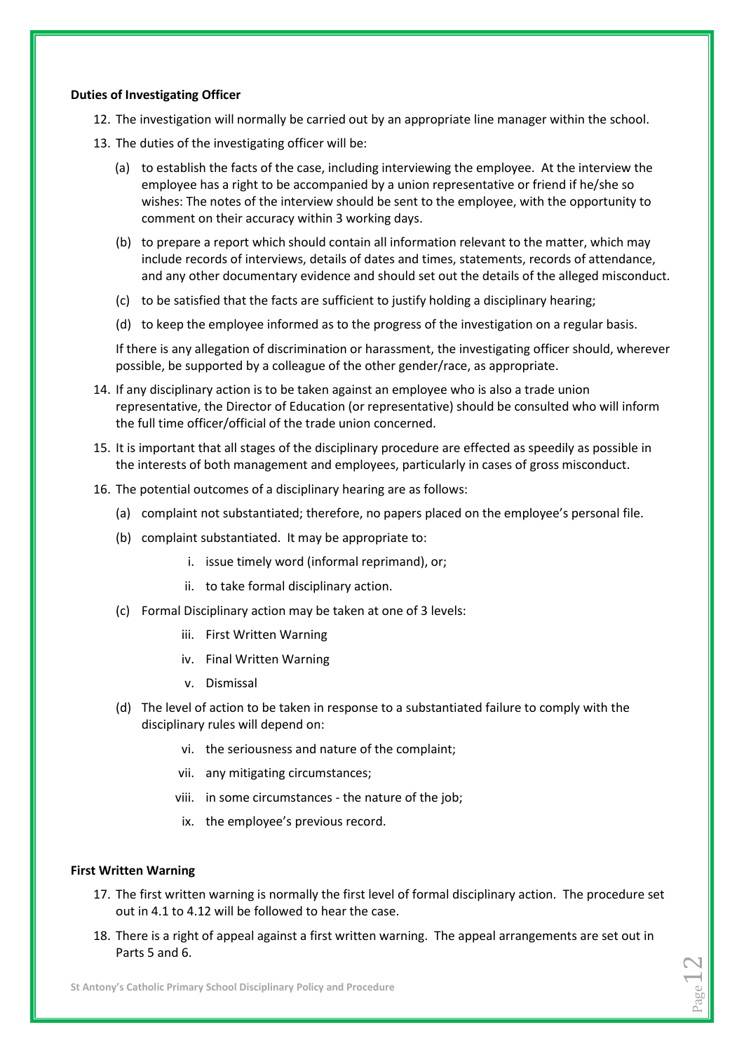**Duties of Investigating Officer**

12. The investigation will normally be carried out by an appropriate line manager within the school.
13. The duties of the investigating officer will be:
    (a) to establish the facts of the case, including interviewing the employee. At the interview the employee has a right to be accompanied by a union representative or friend if he/she so wishes: The notes of the interview should be sent to the employee, with the opportunity to comment on their accuracy within 3 working days.

    (b) to prepare a report which should contain all information relevant to the matter, which may include records of interviews, details of dates and times, statements, records of attendance, and any other documentary evidence and should set out the details of the alleged misconduct.

    (c) to be satisfied that the facts are sufficient to justify holding a disciplinary hearing;

    (d) to keep the employee informed as to the progress of the investigation on a regular basis.

    If there is any allegation of discrimination or harassment, the investigating officer should, wherever possible, be supported by a colleague of the other gender/race, as appropriate.
14. If any disciplinary action is to be taken against an employee who is also a trade union representative, the Director of Education (or representative) should be consulted who will inform the full time officer/official of the trade union concerned.
15. It is important that all stages of the disciplinary procedure are effected as speedily as possible in the interests of both management and employees, particularly in cases of gross misconduct.
16. The potential outcomes of a disciplinary hearing are as follows:
    (a) complaint not substantiated; therefore, no papers placed on the employee's personal file.

    (b) complaint substantiated. It may be appropriate to:

        i. issue timely word (informal reprimand), or;
        ii. to take formal disciplinary action.

    (c) Formal Disciplinary action may be taken at one of 3 levels:

        iii. First Written Warning
        iv. Final Written Warning
        v. Dismissal

    (d) The level of action to be taken in response to a substantiated failure to comply with the disciplinary rules will depend on:

        vi. the seriousness and nature of the complaint;
        vii. any mitigating circumstances;
        viii. in some circumstances - the nature of the job;
        ix. the employee's previous record.

**First Written Warning**

17. The first written warning is normally the first level of formal disciplinary action. The procedure set out in 4.1 to 4.12 will be followed to hear the case.
18. There is a right of appeal against a first written warning. The appeal arrangements are set out in Parts 5 and 6.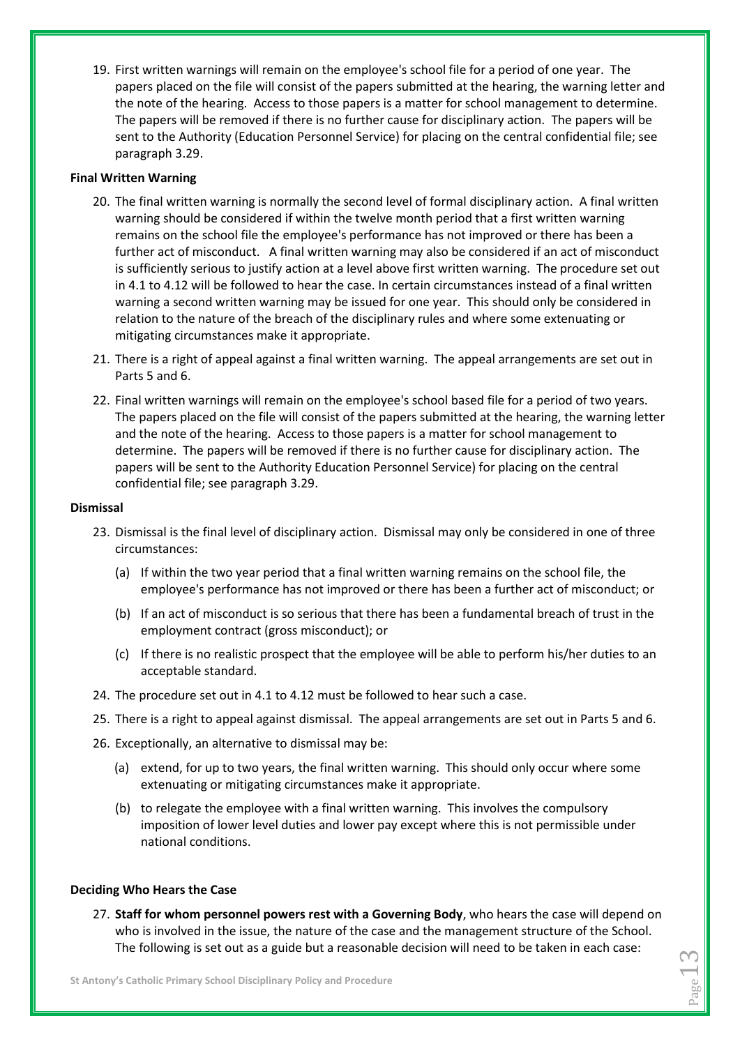19. First written warnings will remain on the employee's school file for a period of one year. The papers placed on the file will consist of the papers submitted at the hearing, the warning letter and the note of the hearing. Access to those papers is a matter for school management to determine. The papers will be removed if there is no further cause for disciplinary action. The papers will be sent to the Authority (Education Personnel Service) for placing on the central confidential file; see paragraph 3.29.

**Final Written Warning**

20. The final written warning is normally the second level of formal disciplinary action. A final written warning should be considered if within the twelve month period that a first written warning remains on the school file the employee's performance has not improved or there has been a further act of misconduct. A final written warning may also be considered if an act of misconduct is sufficiently serious to justify action at a level above first written warning. The procedure set out in 4.1 to 4.12 will be followed to hear the case. In certain circumstances instead of a final written warning a second written warning may be issued for one year. This should only be considered in relation to the nature of the breach of the disciplinary rules and where some extenuating or mitigating circumstances make it appropriate.

21. There is a right of appeal against a final written warning. The appeal arrangements are set out in Parts 5 and 6.

22. Final written warnings will remain on the employee's school based file for a period of two years. The papers placed on the file will consist of the papers submitted at the hearing, the warning letter and the note of the hearing. Access to those papers is a matter for school management to determine. The papers will be removed if there is no further cause for disciplinary action. The papers will be sent to the Authority Education Personnel Service) for placing on the central confidential file; see paragraph 3.29.

**Dismissal**

23. Dismissal is the final level of disciplinary action. Dismissal may only be considered in one of three circumstances:

    (a) If within the two year period that a final written warning remains on the school file, the employee's performance has not improved or there has been a further act of misconduct; or

    (b) If an act of misconduct is so serious that there has been a fundamental breach of trust in the employment contract (gross misconduct); or

    (c) If there is no realistic prospect that the employee will be able to perform his/her duties to an acceptable standard.

24. The procedure set out in 4.1 to 4.12 must be followed to hear such a case.

25. There is a right to appeal against dismissal. The appeal arrangements are set out in Parts 5 and 6.

26. Exceptionally, an alternative to dismissal may be:

    (a) extend, for up to two years, the final written warning. This should only occur where some extenuating or mitigating circumstances make it appropriate.

    (b) to relegate the employee with a final written warning. This involves the compulsory imposition of lower level duties and lower pay except where this is not permissible under national conditions.

**Deciding Who Hears the Case**

27. **Staff for whom personnel powers rest with a Governing Body**, who hears the case will depend on who is involved in the issue, the nature of the case and the management structure of the School. The following is set out as a guide but a reasonable decision will need to be taken in each case: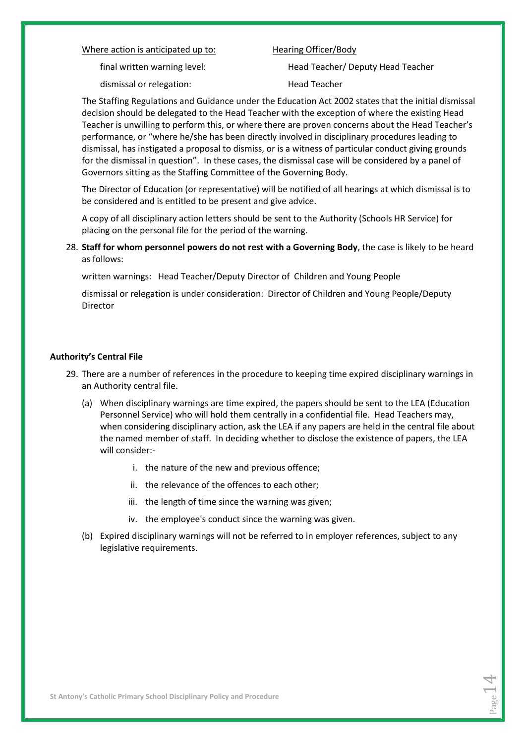| Where action is anticipated up to: | Hearing Officer/Body |
|---|---|
| final written warning level: | Head Teacher/ Deputy Head Teacher |
| dismissal or relegation: | Head Teacher |

The Staffing Regulations and Guidance under the Education Act 2002 states that the initial dismissal decision should be delegated to the Head Teacher with the exception of where the existing Head Teacher is unwilling to perform this, or where there are proven concerns about the Head Teacher's performance, or "where he/she has been directly involved in disciplinary procedures leading to dismissal, has instigated a proposal to dismiss, or is a witness of particular conduct giving grounds for the dismissal in question". In these cases, the dismissal case will be considered by a panel of Governors sitting as the Staffing Committee of the Governing Body.

The Director of Education (or representative) will be notified of all hearings at which dismissal is to be considered and is entitled to be present and give advice.

A copy of all disciplinary action letters should be sent to the Authority (Schools HR Service) for placing on the personal file for the period of the warning.

28. **Staff for whom personnel powers do not rest with a Governing Body**, the case is likely to be heard as follows:

    written warnings: Head Teacher/Deputy Director of Children and Young People

    dismissal or relegation is under consideration: Director of Children and Young People/Deputy Director

**Authority's Central File**

29. There are a number of references in the procedure to keeping time expired disciplinary warnings in an Authority central file.

    (a) When disciplinary warnings are time expired, the papers should be sent to the LEA (Education Personnel Service) who will hold them centrally in a confidential file. Head Teachers may, when considering disciplinary action, ask the LEA if any papers are held in the central file about the named member of staff. In deciding whether to disclose the existence of papers, the LEA will consider:-

        i. the nature of the new and previous offence;
        ii. the relevance of the offences to each other;
        iii. the length of time since the warning was given;
        iv. the employee's conduct since the warning was given.

    (b) Expired disciplinary warnings will not be referred to in employer references, subject to any legislative requirements.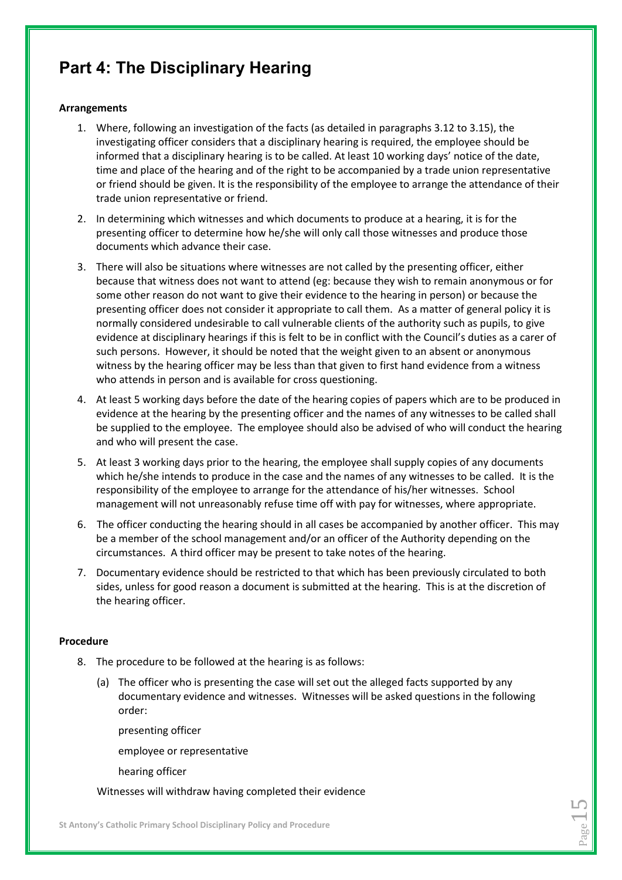# Part 4: The Disciplinary Hearing

**Arrangements**

1. Where, following an investigation of the facts (as detailed in paragraphs 3.12 to 3.15), the investigating officer considers that a disciplinary hearing is required, the employee should be informed that a disciplinary hearing is to be called. At least 10 working days' notice of the date, time and place of the hearing and of the right to be accompanied by a trade union representative or friend should be given. It is the responsibility of the employee to arrange the attendance of their trade union representative or friend.

2. In determining which witnesses and which documents to produce at a hearing, it is for the presenting officer to determine how he/she will only call those witnesses and produce those documents which advance their case.

3. There will also be situations where witnesses are not called by the presenting officer, either because that witness does not want to attend (eg: because they wish to remain anonymous or for some other reason do not want to give their evidence to the hearing in person) or because the presenting officer does not consider it appropriate to call them. As a matter of general policy it is normally considered undesirable to call vulnerable clients of the authority such as pupils, to give evidence at disciplinary hearings if this is felt to be in conflict with the Council's duties as a carer of such persons. However, it should be noted that the weight given to an absent or anonymous witness by the hearing officer may be less than that given to first hand evidence from a witness who attends in person and is available for cross questioning.

4. At least 5 working days before the date of the hearing copies of papers which are to be produced in evidence at the hearing by the presenting officer and the names of any witnesses to be called shall be supplied to the employee. The employee should also be advised of who will conduct the hearing and who will present the case.

5. At least 3 working days prior to the hearing, the employee shall supply copies of any documents which he/she intends to produce in the case and the names of any witnesses to be called. It is the responsibility of the employee to arrange for the attendance of his/her witnesses. School management will not unreasonably refuse time off with pay for witnesses, where appropriate.

6. The officer conducting the hearing should in all cases be accompanied by another officer. This may be a member of the school management and/or an officer of the Authority depending on the circumstances. A third officer may be present to take notes of the hearing.

7. Documentary evidence should be restricted to that which has been previously circulated to both sides, unless for good reason a document is submitted at the hearing. This is at the discretion of the hearing officer.

**Procedure**

8. The procedure to be followed at the hearing is as follows:

   (a) The officer who is presenting the case will set out the alleged facts supported by any documentary evidence and witnesses. Witnesses will be asked questions in the following order:

   presenting officer

   employee or representative

   hearing officer

   Witnesses will withdraw having completed their evidence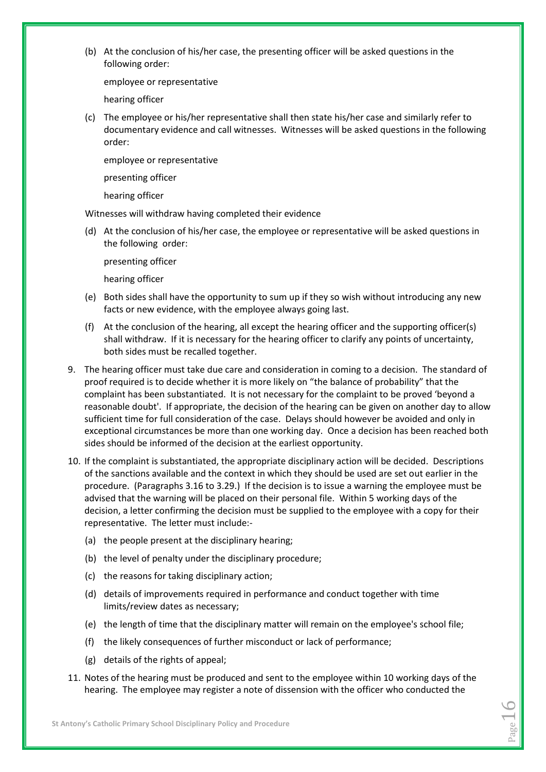(b) At the conclusion of his/her case, the presenting officer will be asked questions in the following order:

employee or representative

hearing officer

(c) The employee or his/her representative shall then state his/her case and similarly refer to documentary evidence and call witnesses. Witnesses will be asked questions in the following order:

employee or representative

presenting officer

hearing officer

Witnesses will withdraw having completed their evidence

(d) At the conclusion of his/her case, the employee or representative will be asked questions in the following order:

presenting officer

hearing officer

(e) Both sides shall have the opportunity to sum up if they so wish without introducing any new facts or new evidence, with the employee always going last.

(f) At the conclusion of the hearing, all except the hearing officer and the supporting officer(s) shall withdraw. If it is necessary for the hearing officer to clarify any points of uncertainty, both sides must be recalled together.

9. The hearing officer must take due care and consideration in coming to a decision. The standard of proof required is to decide whether it is more likely on "the balance of probability" that the complaint has been substantiated. It is not necessary for the complaint to be proved 'beyond a reasonable doubt'. If appropriate, the decision of the hearing can be given on another day to allow sufficient time for full consideration of the case. Delays should however be avoided and only in exceptional circumstances be more than one working day. Once a decision has been reached both sides should be informed of the decision at the earliest opportunity.

10. If the complaint is substantiated, the appropriate disciplinary action will be decided. Descriptions of the sanctions available and the context in which they should be used are set out earlier in the procedure. (Paragraphs 3.16 to 3.29.) If the decision is to issue a warning the employee must be advised that the warning will be placed on their personal file. Within 5 working days of the decision, a letter confirming the decision must be supplied to the employee with a copy for their representative. The letter must include:-

    (a) the people present at the disciplinary hearing;

    (b) the level of penalty under the disciplinary procedure;

    (c) the reasons for taking disciplinary action;

    (d) details of improvements required in performance and conduct together with time limits/review dates as necessary;

    (e) the length of time that the disciplinary matter will remain on the employee's school file;

    (f) the likely consequences of further misconduct or lack of performance;

    (g) details of the rights of appeal;

11. Notes of the hearing must be produced and sent to the employee within 10 working days of the hearing. The employee may register a note of dissension with the officer who conducted the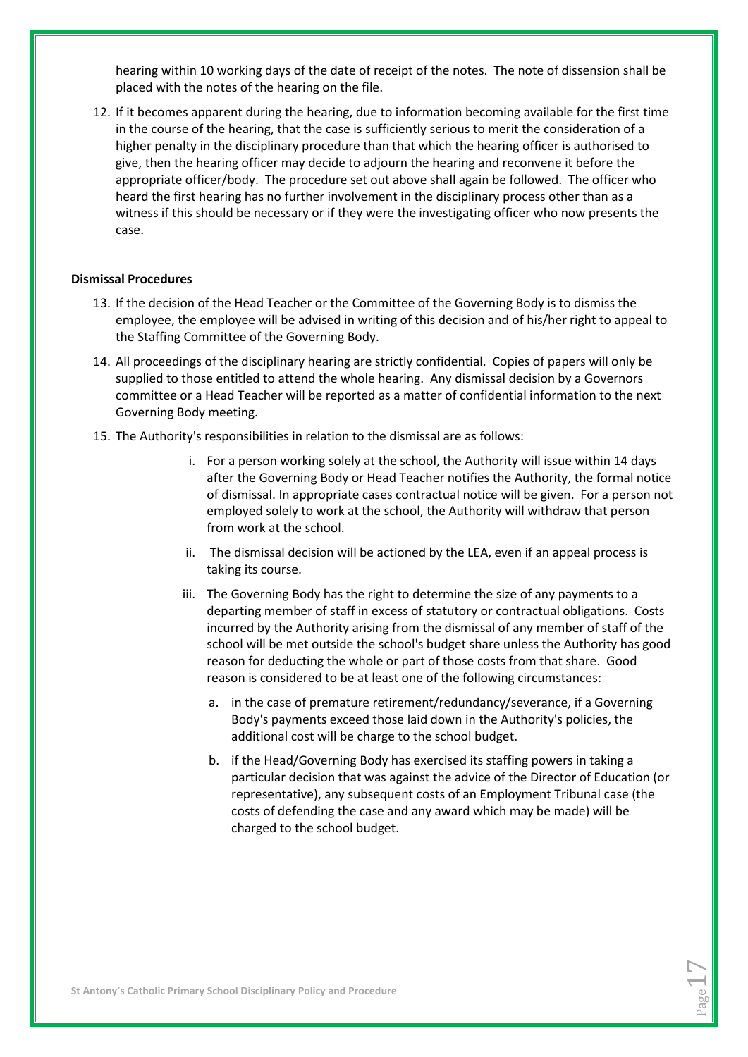hearing within 10 working days of the date of receipt of the notes. The note of dissension shall be placed with the notes of the hearing on the file.

12. If it becomes apparent during the hearing, due to information becoming available for the first time in the course of the hearing, that the case is sufficiently serious to merit the consideration of a higher penalty in the disciplinary procedure than that which the hearing officer is authorised to give, then the hearing officer may decide to adjourn the hearing and reconvene it before the appropriate officer/body. The procedure set out above shall again be followed. The officer who heard the first hearing has no further involvement in the disciplinary process other than as a witness if this should be necessary or if they were the investigating officer who now presents the case.

**Dismissal Procedures**

13. If the decision of the Head Teacher or the Committee of the Governing Body is to dismiss the employee, the employee will be advised in writing of this decision and of his/her right to appeal to the Staffing Committee of the Governing Body.
14. All proceedings of the disciplinary hearing are strictly confidential. Copies of papers will only be supplied to those entitled to attend the whole hearing. Any dismissal decision by a Governors committee or a Head Teacher will be reported as a matter of confidential information to the next Governing Body meeting.
15. The Authority's responsibilities in relation to the dismissal are as follows:

    i. For a person working solely at the school, the Authority will issue within 14 days after the Governing Body or Head Teacher notifies the Authority, the formal notice of dismissal. In appropriate cases contractual notice will be given. For a person not employed solely to work at the school, the Authority will withdraw that person from work at the school.

    ii. The dismissal decision will be actioned by the LEA, even if an appeal process is taking its course.

    iii. The Governing Body has the right to determine the size of any payments to a departing member of staff in excess of statutory or contractual obligations. Costs incurred by the Authority arising from the dismissal of any member of staff of the school will be met outside the school's budget share unless the Authority has good reason for deducting the whole or part of those costs from that share. Good reason is considered to be at least one of the following circumstances:

       a. in the case of premature retirement/redundancy/severance, if a Governing Body's payments exceed those laid down in the Authority's policies, the additional cost will be charge to the school budget.

       b. if the Head/Governing Body has exercised its staffing powers in taking a particular decision that was against the advice of the Director of Education (or representative), any subsequent costs of an Employment Tribunal case (the costs of defending the case and any award which may be made) will be charged to the school budget.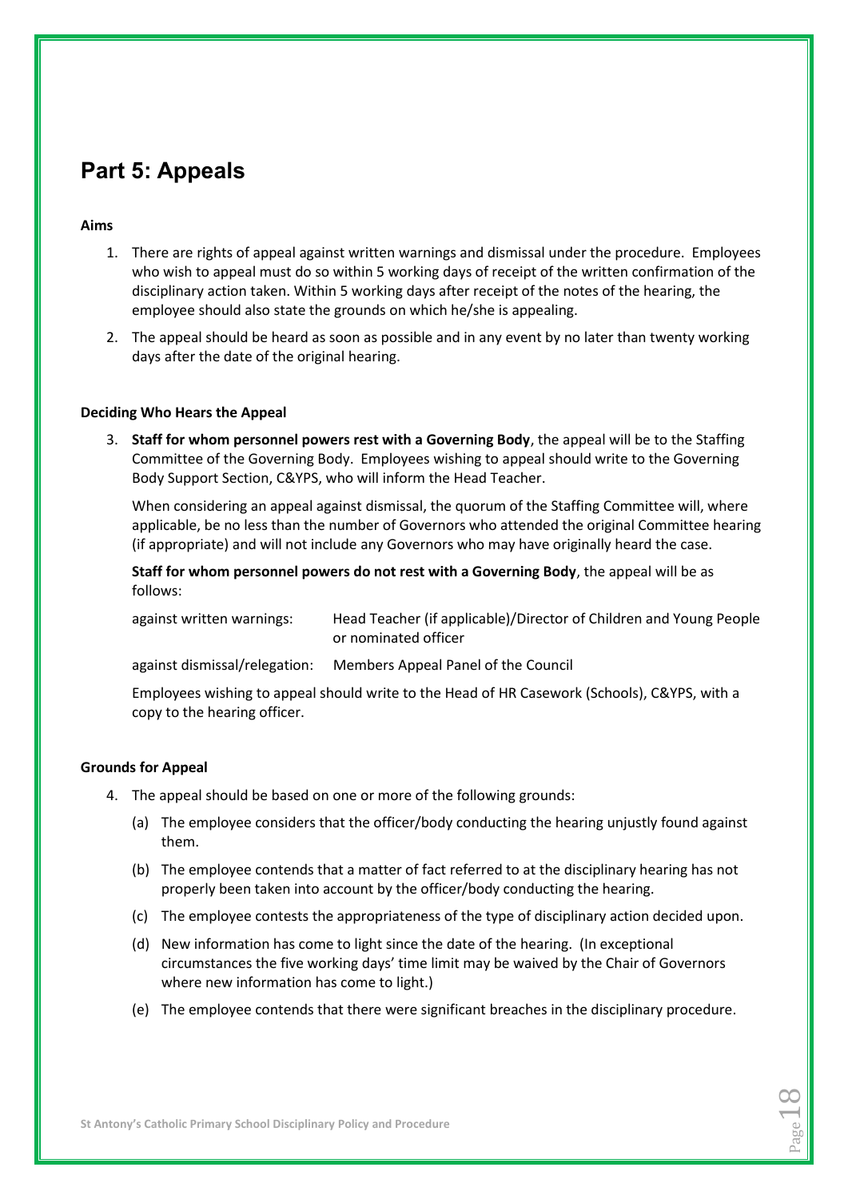## Part 5: Appeals

**Aims**

1. There are rights of appeal against written warnings and dismissal under the procedure. Employees who wish to appeal must do so within 5 working days of receipt of the written confirmation of the disciplinary action taken. Within 5 working days after receipt of the notes of the hearing, the employee should also state the grounds on which he/she is appealing.
2. The appeal should be heard as soon as possible and in any event by no later than twenty working days after the date of the original hearing.

**Deciding Who Hears the Appeal**

3. **Staff for whom personnel powers rest with a Governing Body**, the appeal will be to the Staffing Committee of the Governing Body. Employees wishing to appeal should write to the Governing Body Support Section, C&YPS, who will inform the Head Teacher.

   When considering an appeal against dismissal, the quorum of the Staffing Committee will, where applicable, be no less than the number of Governors who attended the original Committee hearing (if appropriate) and will not include any Governors who may have originally heard the case.

   **Staff for whom personnel powers do not rest with a Governing Body**, the appeal will be as follows:

   | | |
   |---|---|
   | against written warnings: | Head Teacher (if applicable)/Director of Children and Young People or nominated officer |
   | against dismissal/relegation: | Members Appeal Panel of the Council |

   Employees wishing to appeal should write to the Head of HR Casework (Schools), C&YPS, with a copy to the hearing officer.

**Grounds for Appeal**

4. The appeal should be based on one or more of the following grounds:
   (a) The employee considers that the officer/body conducting the hearing unjustly found against them.
   (b) The employee contends that a matter of fact referred to at the disciplinary hearing has not properly been taken into account by the officer/body conducting the hearing.
   (c) The employee contests the appropriateness of the type of disciplinary action decided upon.
   (d) New information has come to light since the date of the hearing. (In exceptional circumstances the five working days' time limit may be waived by the Chair of Governors where new information has come to light.)
   (e) The employee contends that there were significant breaches in the disciplinary procedure.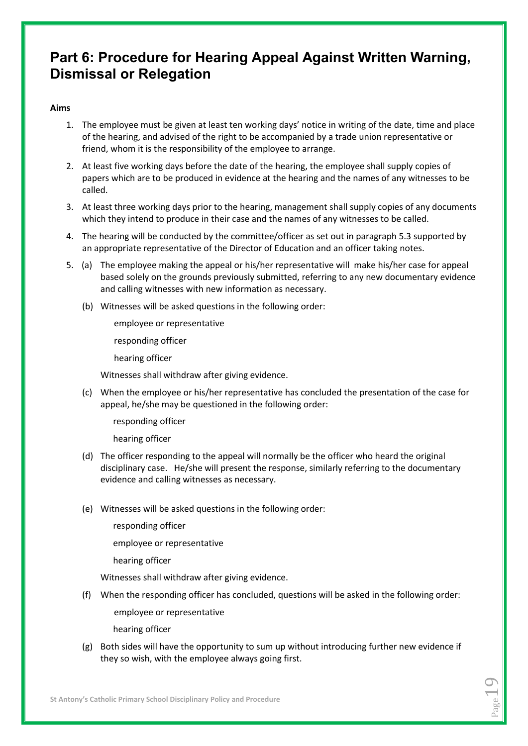# Part 6: Procedure for Hearing Appeal Against Written Warning, Dismissal or Relegation

**Aims**

1. The employee must be given at least ten working days' notice in writing of the date, time and place of the hearing, and advised of the right to be accompanied by a trade union representative or friend, whom it is the responsibility of the employee to arrange.
2. At least five working days before the date of the hearing, the employee shall supply copies of papers which are to be produced in evidence at the hearing and the names of any witnesses to be called.
3. At least three working days prior to the hearing, management shall supply copies of any documents which they intend to produce in their case and the names of any witnesses to be called.
4. The hearing will be conducted by the committee/officer as set out in paragraph 5.3 supported by an appropriate representative of the Director of Education and an officer taking notes.
5. (a) The employee making the appeal or his/her representative will make his/her case for appeal based solely on the grounds previously submitted, referring to any new documentary evidence and calling witnesses with new information as necessary.

   (b) Witnesses will be asked questions in the following order:

   employee or representative

   responding officer

   hearing officer

   Witnesses shall withdraw after giving evidence.

   (c) When the employee or his/her representative has concluded the presentation of the case for appeal, he/she may be questioned in the following order:

   responding officer

   hearing officer

   (d) The officer responding to the appeal will normally be the officer who heard the original disciplinary case. He/she will present the response, similarly referring to the documentary evidence and calling witnesses as necessary.

   (e) Witnesses will be asked questions in the following order:

   responding officer

   employee or representative

   hearing officer

   Witnesses shall withdraw after giving evidence.

   (f) When the responding officer has concluded, questions will be asked in the following order:

   employee or representative

   hearing officer

   (g) Both sides will have the opportunity to sum up without introducing further new evidence if they so wish, with the employee always going first.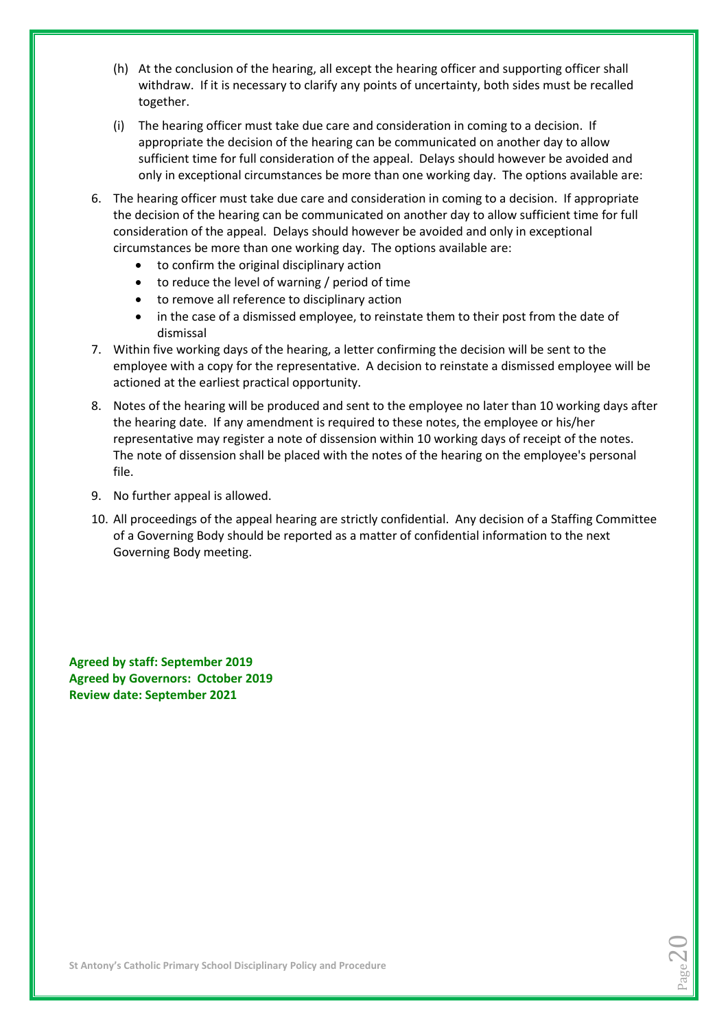(h) At the conclusion of the hearing, all except the hearing officer and supporting officer shall withdraw. If it is necessary to clarify any points of uncertainty, both sides must be recalled together.

(i) The hearing officer must take due care and consideration in coming to a decision. If appropriate the decision of the hearing can be communicated on another day to allow sufficient time for full consideration of the appeal. Delays should however be avoided and only in exceptional circumstances be more than one working day. The options available are:

6. The hearing officer must take due care and consideration in coming to a decision. If appropriate the decision of the hearing can be communicated on another day to allow sufficient time for full consideration of the appeal. Delays should however be avoided and only in exceptional circumstances be more than one working day. The options available are:
   - to confirm the original disciplinary action
   - to reduce the level of warning / period of time
   - to remove all reference to disciplinary action
   - in the case of a dismissed employee, to reinstate them to their post from the date of dismissal
7. Within five working days of the hearing, a letter confirming the decision will be sent to the employee with a copy for the representative. A decision to reinstate a dismissed employee will be actioned at the earliest practical opportunity.
8. Notes of the hearing will be produced and sent to the employee no later than 10 working days after the hearing date. If any amendment is required to these notes, the employee or his/her representative may register a note of dissension within 10 working days of receipt of the notes. The note of dissension shall be placed with the notes of the hearing on the employee's personal file.
9. No further appeal is allowed.
10. All proceedings of the appeal hearing are strictly confidential. Any decision of a Staffing Committee of a Governing Body should be reported as a matter of confidential information to the next Governing Body meeting.

**Agreed by staff: September 2019**
**Agreed by Governors: October 2019**
**Review date: September 2021**